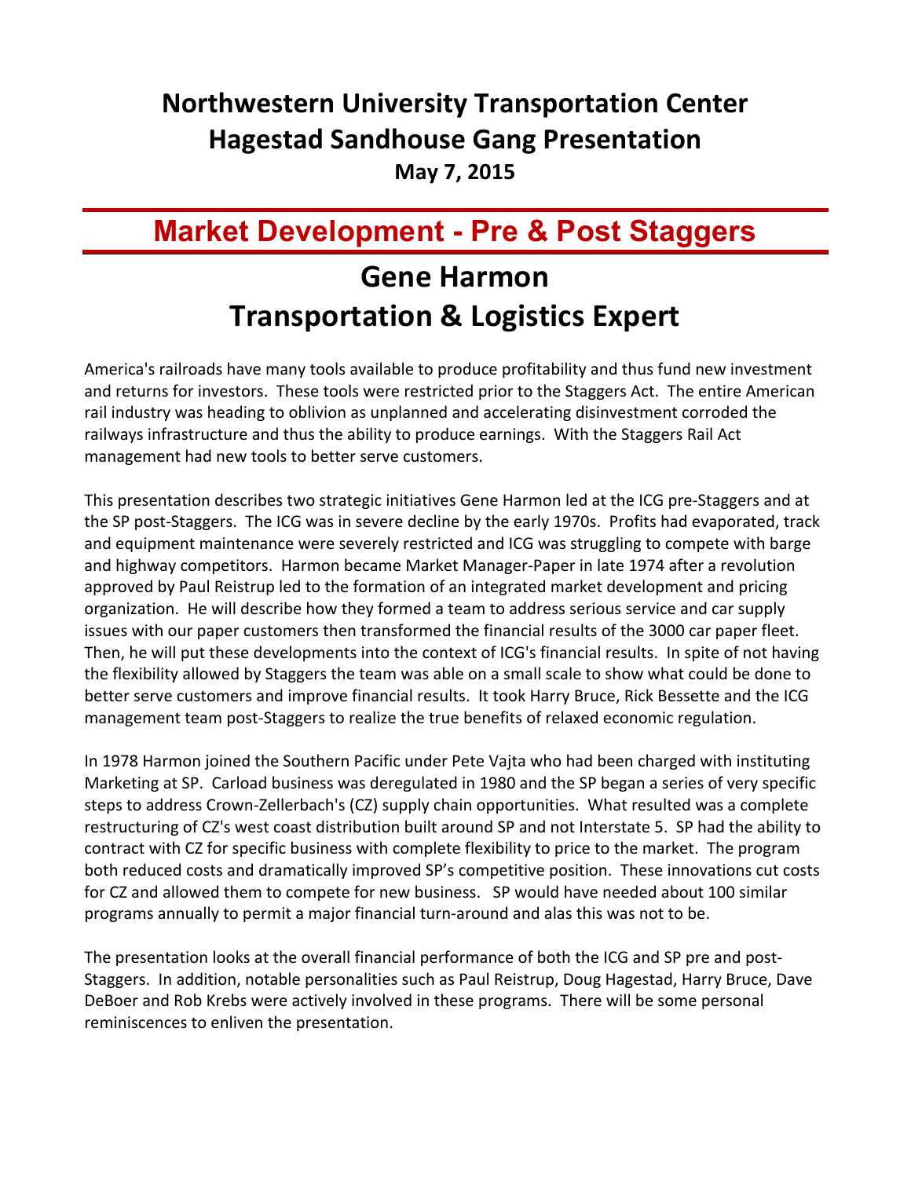# Northwestern University Transportation Center
# Hagestad Sandhouse Gang Presentation

**May 7, 2015**

## Market Development - Pre & Post Staggers

# Gene Harmon
# Transportation & Logistics Expert

America's railroads have many tools available to produce profitability and thus fund new investment and returns for investors. These tools were restricted prior to the Staggers Act. The entire American rail industry was heading to oblivion as unplanned and accelerating disinvestment corroded the railways infrastructure and thus the ability to produce earnings. With the Staggers Rail Act management had new tools to better serve customers.

This presentation describes two strategic initiatives Gene Harmon led at the ICG pre-Staggers and at the SP post-Staggers. The ICG was in severe decline by the early 1970s. Profits had evaporated, track and equipment maintenance were severely restricted and ICG was struggling to compete with barge and highway competitors. Harmon became Market Manager-Paper in late 1974 after a revolution approved by Paul Reistrup led to the formation of an integrated market development and pricing organization. He will describe how they formed a team to address serious service and car supply issues with our paper customers then transformed the financial results of the 3000 car paper fleet. Then, he will put these developments into the context of ICG's financial results. In spite of not having the flexibility allowed by Staggers the team was able on a small scale to show what could be done to better serve customers and improve financial results. It took Harry Bruce, Rick Bessette and the ICG management team post-Staggers to realize the true benefits of relaxed economic regulation.

In 1978 Harmon joined the Southern Pacific under Pete Vajta who had been charged with instituting Marketing at SP. Carload business was deregulated in 1980 and the SP began a series of very specific steps to address Crown-Zellerbach's (CZ) supply chain opportunities. What resulted was a complete restructuring of CZ's west coast distribution built around SP and not Interstate 5. SP had the ability to contract with CZ for specific business with complete flexibility to price to the market. The program both reduced costs and dramatically improved SP's competitive position. These innovations cut costs for CZ and allowed them to compete for new business. SP would have needed about 100 similar programs annually to permit a major financial turn-around and alas this was not to be.

The presentation looks at the overall financial performance of both the ICG and SP pre and post-Staggers. In addition, notable personalities such as Paul Reistrup, Doug Hagestad, Harry Bruce, Dave DeBoer and Rob Krebs were actively involved in these programs. There will be some personal reminiscences to enliven the presentation.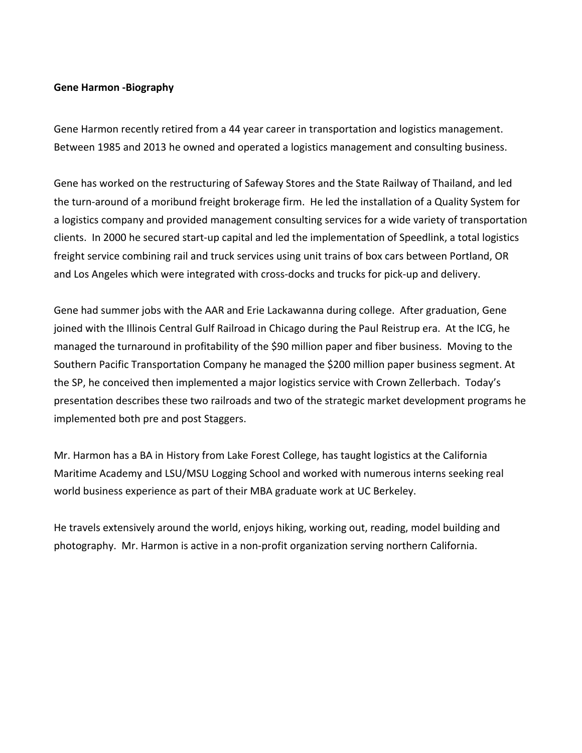**Gene Harmon -Biography**

Gene Harmon recently retired from a 44 year career in transportation and logistics management. Between 1985 and 2013 he owned and operated a logistics management and consulting business.

Gene has worked on the restructuring of Safeway Stores and the State Railway of Thailand, and led the turn-around of a moribund freight brokerage firm. He led the installation of a Quality System for a logistics company and provided management consulting services for a wide variety of transportation clients. In 2000 he secured start-up capital and led the implementation of Speedlink, a total logistics freight service combining rail and truck services using unit trains of box cars between Portland, OR and Los Angeles which were integrated with cross-docks and trucks for pick-up and delivery.

Gene had summer jobs with the AAR and Erie Lackawanna during college. After graduation, Gene joined with the Illinois Central Gulf Railroad in Chicago during the Paul Reistrup era. At the ICG, he managed the turnaround in profitability of the $90 million paper and fiber business. Moving to the Southern Pacific Transportation Company he managed the $200 million paper business segment. At the SP, he conceived then implemented a major logistics service with Crown Zellerbach. Today's presentation describes these two railroads and two of the strategic market development programs he implemented both pre and post Staggers.

Mr. Harmon has a BA in History from Lake Forest College, has taught logistics at the California Maritime Academy and LSU/MSU Logging School and worked with numerous interns seeking real world business experience as part of their MBA graduate work at UC Berkeley.

He travels extensively around the world, enjoys hiking, working out, reading, model building and photography. Mr. Harmon is active in a non-profit organization serving northern California.